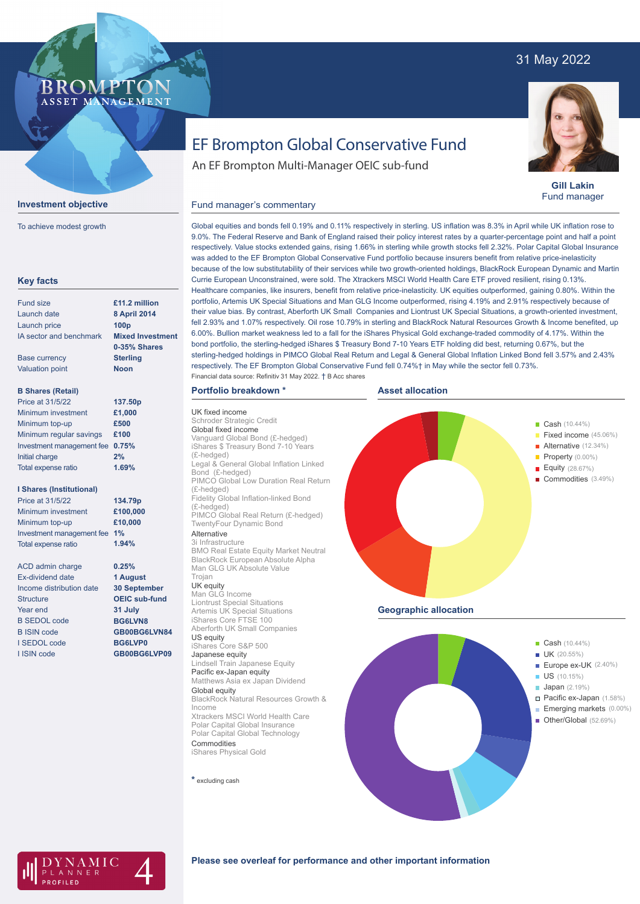31 May 2022

# EF Brompton Global Conservative Fund

An EF Brompton Multi-Manager OEIC sub-fund

**Gill Lakin**
Fund manager

## Investment objective

To achieve modest growth

## Key facts

| | |
|---|---|
| Fund size | £11.2 million |
| Launch date | 8 April 2014 |
| Launch price | 100p |
| IA sector and benchmark | Mixed Investment 0-35% Shares |
| Base currency | Sterling |
| Valuation point | Noon |

**B Shares (Retail)**

| | |
|---|---|
| Price at 31/5/22 | 137.50p |
| Minimum investment | £1,000 |
| Minimum top-up | £500 |
| Minimum regular savings | £100 |
| Investment management fee | 0.75% |
| Initial charge | 2% |
| Total expense ratio | 1.69% |

**I Shares (Institutional)**

| | |
|---|---|
| Price at 31/5/22 | 134.79p |
| Minimum investment | £100,000 |
| Minimum top-up | £10,000 |
| Investment management fee | 1% |
| Total expense ratio | 1.94% |

| | |
|---|---|
| ACD admin charge | 0.25% |
| Ex-dividend date | 1 August |
| Income distribution date | 30 September |
| Structure | OEIC sub-fund |
| Year end | 31 July |
| B SEDOL code | BG6LVN8 |
| B ISIN code | GB00BG6LVN84 |
| I SEDOL code | BG6LVP0 |
| I ISIN code | GB00BG6LVP09 |

## Fund manager's commentary

Global equities and bonds fell 0.19% and 0.11% respectively in sterling. US inflation was 8.3% in April while UK inflation rose to 9.0%. The Federal Reserve and Bank of England raised their policy interest rates by a quarter-percentage point and half a point respectively. Value stocks extended gains, rising 1.66% in sterling while growth stocks fell 2.32%. Polar Capital Global Insurance was added to the EF Brompton Global Conservative Fund portfolio because insurers benefit from relative price-inelasticity because of the low substitutability of their services while two growth-oriented holdings, BlackRock European Dynamic and Martin Currie European Unconstrained, were sold. The Xtrackers MSCI World Health Care ETF proved resilient, rising 0.13%. Healthcare companies, like insurers, benefit from relative price-inelasticity. UK equities outperformed, gaining 0.80%. Within the portfolio, Artemis UK Special Situations and Man GLG Income outperformed, rising 4.19% and 2.91% respectively because of their value bias. By contrast, Aberforth UK Small Companies and Liontrust UK Special Situations, a growth-oriented investment, fell 2.93% and 1.07% respectively. Oil rose 10.79% in sterling and BlackRock Natural Resources Growth & Income benefited, up 6.00%. Bullion market weakness led to a fall for the iShares Physical Gold exchange-traded commodity of 4.17%. Within the bond portfolio, the sterling-hedged iShares $ Treasury Bond 7-10 Years ETF holding did best, returning 0.67%, but the sterling-hedged holdings in PIMCO Global Real Return and Legal & General Global Inflation Linked Bond fell 3.57% and 2.43% respectively. The EF Brompton Global Conservative Fund fell 0.74%† in May while the sector fell 0.73%.

Financial data source: Refinitiv 31 May 2022. † B Acc shares

## Portfolio breakdown *

UK fixed income
- Schroder Strategic Credit

Global fixed income
- Vanguard Global Bond (£-hedged)
- iShares $ Treasury Bond 7-10 Years (£-hedged)
- Legal & General Global Inflation Linked Bond (£-hedged)
- PIMCO Global Low Duration Real Return (£-hedged)
- Fidelity Global Inflation-linked Bond (£-hedged)
- PIMCO Global Real Return (£-hedged)
- TwentyFour Dynamic Bond

Alternative
- 3i Infrastructure
- BMO Real Estate Equity Market Neutral
- BlackRock European Absolute Alpha
- Man GLG UK Absolute Value
- Trojan

UK equity
- Man GLG Income
- Liontrust Special Situations
- Artemis UK Special Situations
- iShares Core FTSE 100
- Aberforth UK Small Companies

US equity
- iShares Core S&P 500

Japanese equity
- Lindsell Train Japanese Equity

Pacific ex-Japan equity
- Matthews Asia ex Japan Dividend

Global equity
- BlackRock Natural Resources Growth & Income
- Xtrackers MSCI World Health Care
- Polar Capital Global Insurance
- Polar Capital Global Technology

Commodities
- iShares Physical Gold

\* excluding cash

## Asset allocation

- Cash (10.44%)
- Fixed income (45.06%)
- Alternative (12.34%)
- Property (0.00%)
- Equity (28.67%)
- Commodities (3.49%)

## Geographic allocation

- Cash (10.44%)
- UK (20.55%)
- Europe ex-UK (2.40%)
- US (10.15%)
- Japan (2.19%)
- Pacific ex-Japan (1.58%)
- Emerging markets (0.00%)
- Other/Global (52.69%)

**Please see overleaf for performance and other important information**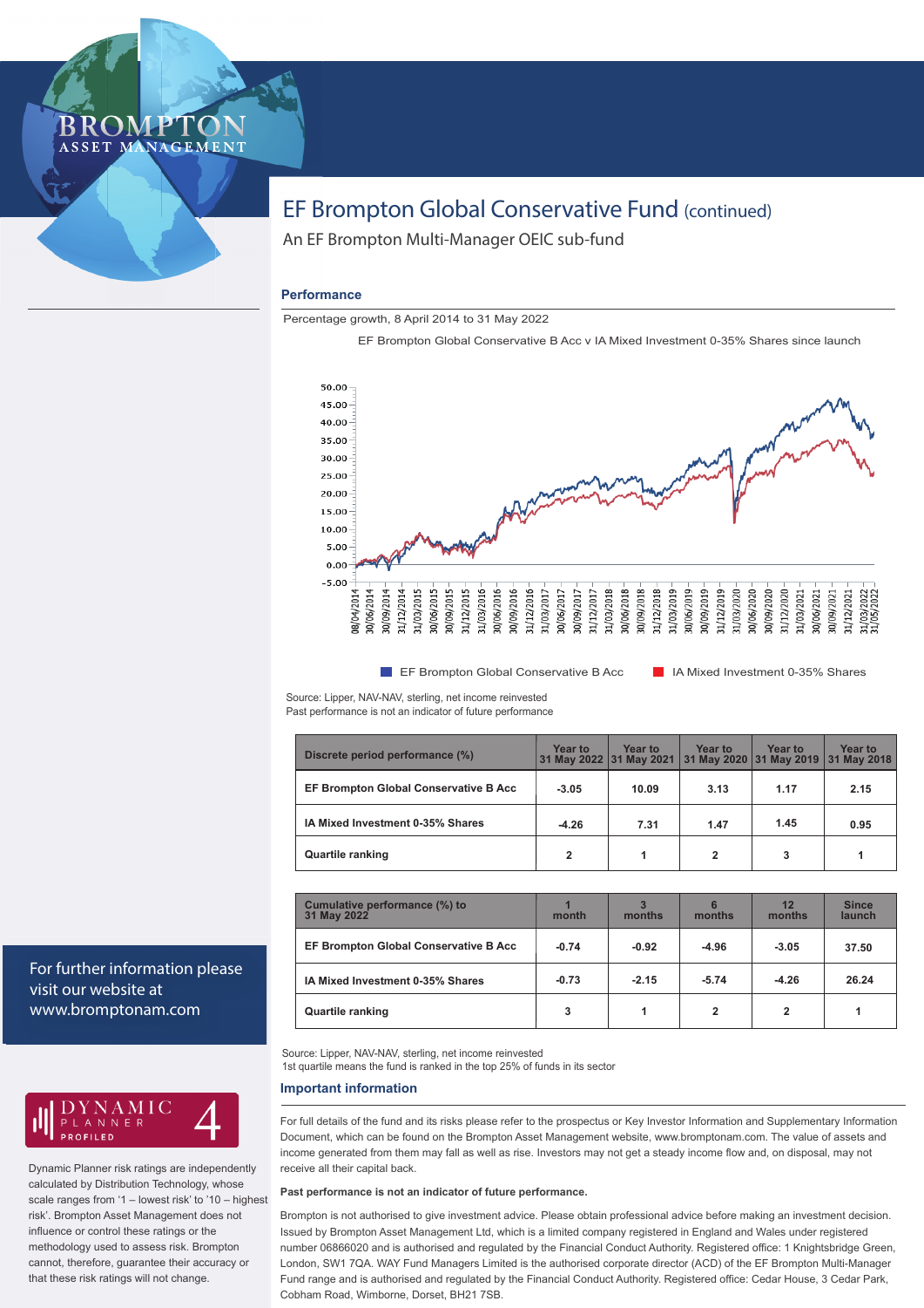# EF Brompton Global Conservative Fund (continued)

An EF Brompton Multi-Manager OEIC sub-fund

## Performance

Percentage growth, 8 April 2014 to 31 May 2022

EF Brompton Global Conservative B Acc v IA Mixed Investment 0-35% Shares since launch

50.00
45.00
40.00
35.00
30.00
25.00
20.00
15.00
10.00
5.00
0.00
-5.00

08/04/2014, 30/06/2014, 30/09/2014, 31/12/2014, 31/03/2015, 30/06/2015, 30/09/2015, 31/12/2015, 31/03/2016, 30/06/2016, 30/09/2016, 31/12/2016, 31/03/2017, 30/06/2017, 30/09/2017, 31/12/2017, 31/03/2018, 30/06/2018, 30/09/2018, 31/12/2018, 31/03/2019, 30/06/2019, 30/09/2019, 31/12/2019, 31/03/2020, 30/06/2020, 30/09/2020, 31/12/2020, 31/03/2021, 30/06/2021, 30/09/2021, 31/12/2021, 31/03/2022, 31/05/2022

EF Brompton Global Conservative B Acc    IA Mixed Investment 0-35% Shares

Source: Lipper, NAV-NAV, sterling, net income reinvested
Past performance is not an indicator of future performance

| Discrete period performance (%) | Year to 31 May 2022 | Year to 31 May 2021 | Year to 31 May 2020 | Year to 31 May 2019 | Year to 31 May 2018 |
|---|---|---|---|---|---|
| **EF Brompton Global Conservative B Acc** | -3.05 | 10.09 | 3.13 | 1.17 | 2.15 |
| **IA Mixed Investment 0-35% Shares** | -4.26 | 7.31 | 1.47 | 1.45 | 0.95 |
| **Quartile ranking** | 2 | 1 | 2 | 3 | 1 |

| Cumulative performance (%) to 31 May 2022 | 1 month | 3 months | 6 months | 12 months | Since launch |
|---|---|---|---|---|---|
| **EF Brompton Global Conservative B Acc** | -0.74 | -0.92 | -4.96 | -3.05 | 37.50 |
| **IA Mixed Investment 0-35% Shares** | -0.73 | -2.15 | -5.74 | -4.26 | 26.24 |
| **Quartile ranking** | 3 | 1 | 2 | 2 | 1 |

Source: Lipper, NAV-NAV, sterling, net income reinvested
1st quartile means the fund is ranked in the top 25% of funds in its sector

## Important information

For full details of the fund and its risks please refer to the prospectus or Key Investor Information and Supplementary Information Document, which can be found on the Brompton Asset Management website, www.bromptonam.com. The value of assets and income generated from them may fall as well as rise. Investors may not get a steady income flow and, on disposal, may not receive all their capital back.

**Past performance is not an indicator of future performance.**

Brompton is not authorised to give investment advice. Please obtain professional advice before making an investment decision. Issued by Brompton Asset Management Ltd, which is a limited company registered in England and Wales under registered number 06866020 and is authorised and regulated by the Financial Conduct Authority. Registered office: 1 Knightsbridge Green, London, SW1 7QA. WAY Fund Managers Limited is the authorised corporate director (ACD) of the EF Brompton Multi-Manager Fund range and is authorised and regulated by the Financial Conduct Authority. Registered office: Cedar House, 3 Cedar Park, Cobham Road, Wimborne, Dorset, BH21 7SB.

For further information please visit our website at www.bromptonam.com

DYNAMIC PLANNER PROFILED 4

Dynamic Planner risk ratings are independently calculated by Distribution Technology, whose scale ranges from '1 – lowest risk' to '10 – highest risk'. Brompton Asset Management does not influence or control these ratings or the methodology used to assess risk. Brompton cannot, therefore, guarantee their accuracy or that these risk ratings will not change.